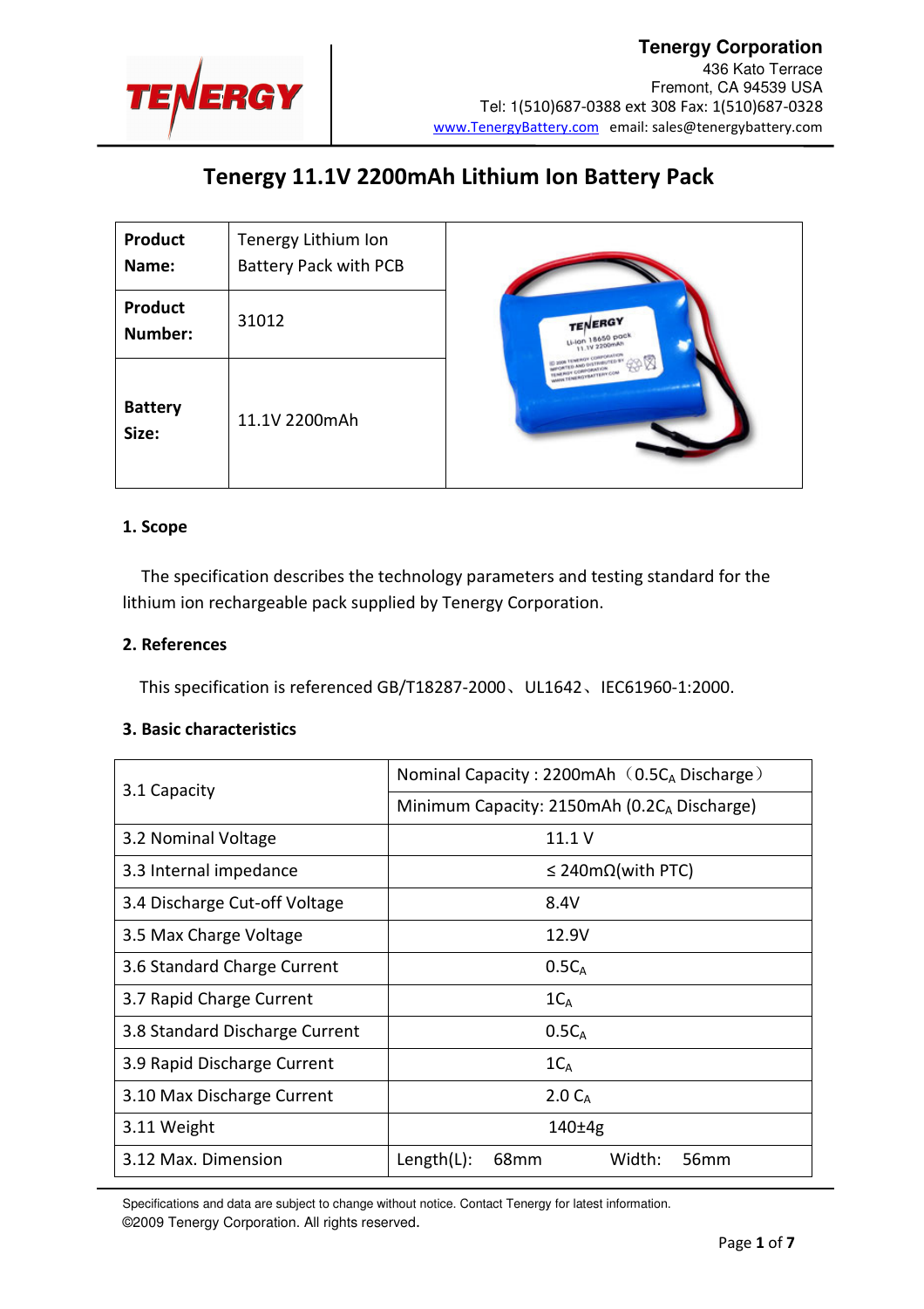**Tenergy Corporation**
436 Kato Terrace
Fremont, CA 94539 USA
Tel: 1(510)687-0388 ext 308 Fax: 1(510)687-0328
www.TenergyBattery.com email: sales@tenergybattery.com

# Tenergy 11.1V 2200mAh Lithium Ion Battery Pack

| **Product Name:** | Tenergy Lithium Ion Battery Pack with PCB |
|---|---|
| **Product Number:** | 31012 |
| **Battery Size:** | 11.1V 2200mAh |

### 1. Scope

The specification describes the technology parameters and testing standard for the lithium ion rechargeable pack supplied by Tenergy Corporation.

### 2. References

This specification is referenced GB/T18287-2000、UL1642、IEC61960-1:2000.

### 3. Basic characteristics

| | |
|---|---|
| 3.1 Capacity | Nominal Capacity : 2200mAh（0.5$C_A$ Discharge） |
| | Minimum Capacity: 2150mAh (0.2$C_A$ Discharge) |
| 3.2 Nominal Voltage | 11.1 V |
| 3.3 Internal impedance | ≤ 240mΩ(with PTC) |
| 3.4 Discharge Cut-off Voltage | 8.4V |
| 3.5 Max Charge Voltage | 12.9V |
| 3.6 Standard Charge Current | 0.5$C_A$ |
| 3.7 Rapid Charge Current | 1$C_A$ |
| 3.8 Standard Discharge Current | 0.5$C_A$ |
| 3.9 Rapid Discharge Current | 1$C_A$ |
| 3.10 Max Discharge Current | 2.0 $C_A$ |
| 3.11 Weight | 140±4g |
| 3.12 Max. Dimension | Length(L): 68mm Width: 56mm |

Specifications and data are subject to change without notice. Contact Tenergy for latest information.
©2009 Tenergy Corporation. All rights reserved.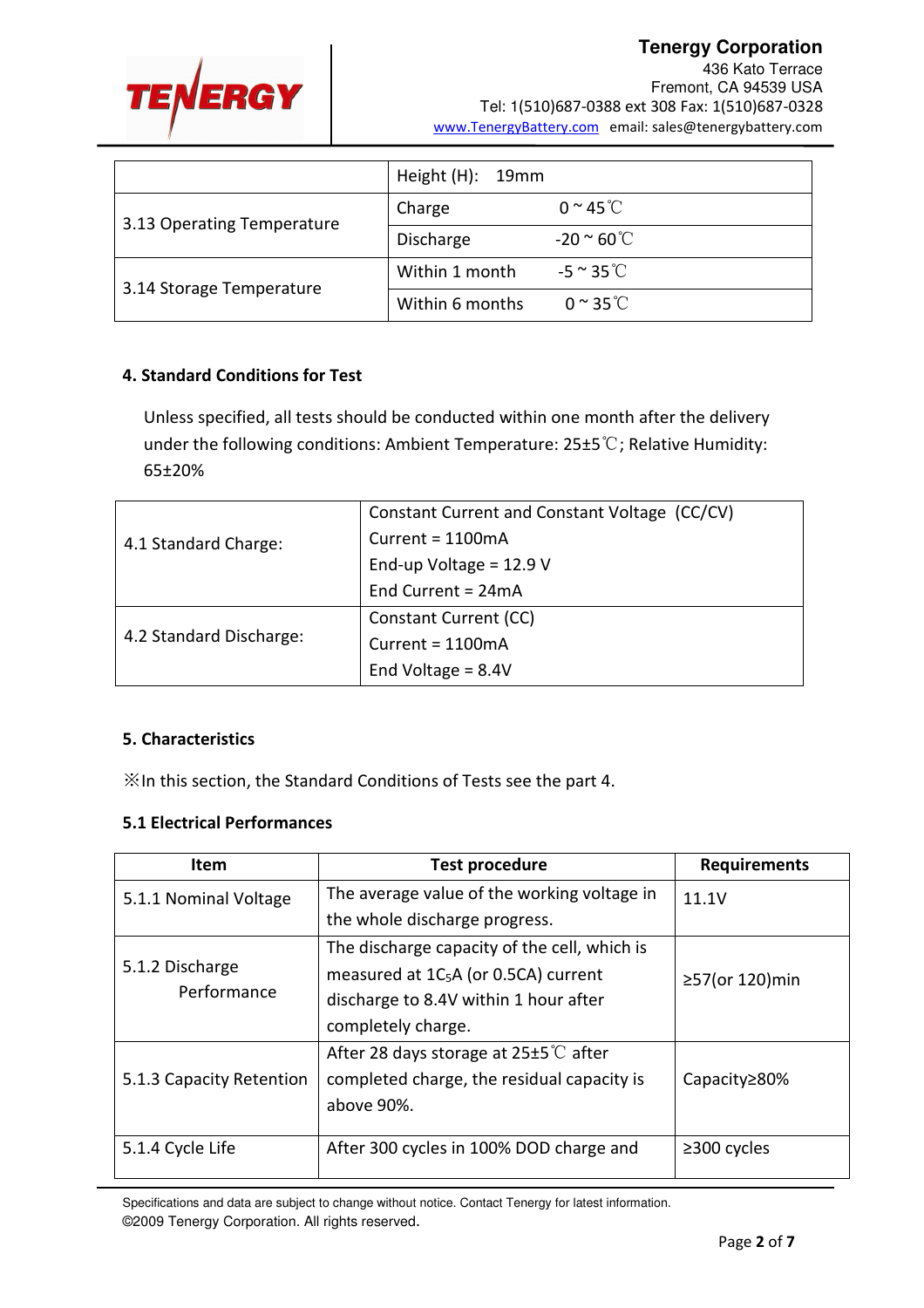| | |
|---|---|
| | Height (H): 19mm |
| 3.13 Operating Temperature | Charge 0 ~ 45℃ |
| | Discharge -20 ~ 60℃ |
| 3.14 Storage Temperature | Within 1 month -5 ~ 35℃ |
| | Within 6 months 0 ~ 35℃ |

**4. Standard Conditions for Test**

Unless specified, all tests should be conducted within one month after the delivery under the following conditions: Ambient Temperature: 25±5℃; Relative Humidity: 65±20%

| | |
|---|---|
| 4.1 Standard Charge: | Constant Current and Constant Voltage (CC/CV)<br>Current = 1100mA<br>End-up Voltage = 12.9 V<br>End Current = 24mA |
| 4.2 Standard Discharge: | Constant Current (CC)<br>Current = 1100mA<br>End Voltage = 8.4V |

**5. Characteristics**

※In this section, the Standard Conditions of Tests see the part 4.

**5.1 Electrical Performances**

| Item | Test procedure | Requirements |
|---|---|---|
| 5.1.1 Nominal Voltage | The average value of the working voltage in the whole discharge progress. | 11.1V |
| 5.1.2 Discharge Performance | The discharge capacity of the cell, which is measured at $1C_5$A (or 0.5CA) current discharge to 8.4V within 1 hour after completely charge. | ≥57(or 120)min |
| 5.1.3 Capacity Retention | After 28 days storage at 25±5℃ after completed charge, the residual capacity is above 90%. | Capacity≥80% |
| 5.1.4 Cycle Life | After 300 cycles in 100% DOD charge and | ≥300 cycles |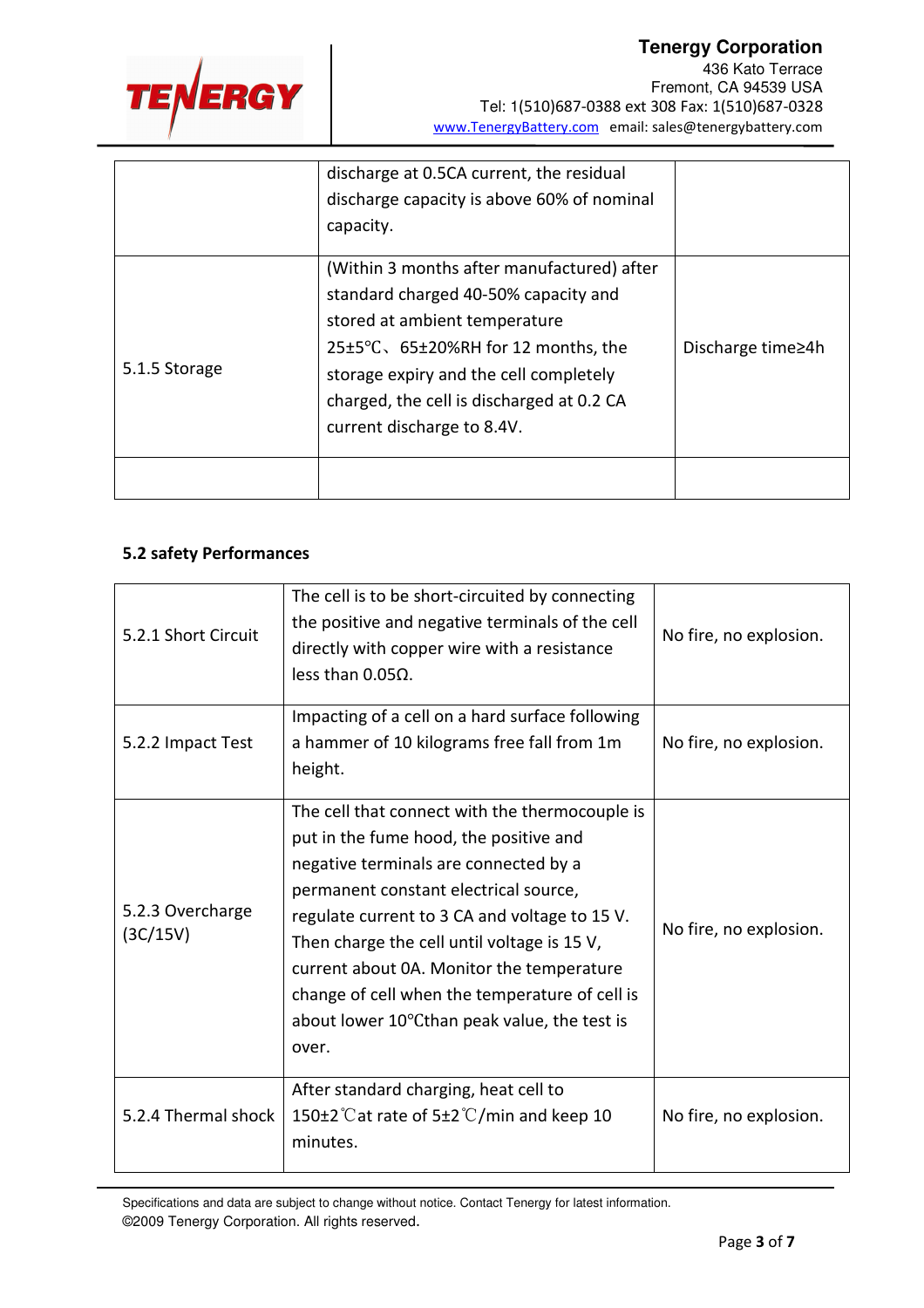| | | |
|---|---|---|
| | discharge at 0.5CA current, the residual discharge capacity is above 60% of nominal capacity. | |
| 5.1.5 Storage | (Within 3 months after manufactured) after standard charged 40-50% capacity and stored at ambient temperature 25±5℃、65±20%RH for 12 months, the storage expiry and the cell completely charged, the cell is discharged at 0.2 CA current discharge to 8.4V. | Discharge time≥4h |
| | | |

**5.2 safety Performances**

| | | |
|---|---|---|
| 5.2.1 Short Circuit | The cell is to be short-circuited by connecting the positive and negative terminals of the cell directly with copper wire with a resistance less than 0.05Ω. | No fire, no explosion. |
| 5.2.2 Impact Test | Impacting of a cell on a hard surface following a hammer of 10 kilograms free fall from 1m height. | No fire, no explosion. |
| 5.2.3 Overcharge (3C/15V) | The cell that connect with the thermocouple is put in the fume hood, the positive and negative terminals are connected by a permanent constant electrical source, regulate current to 3 CA and voltage to 15 V. Then charge the cell until voltage is 15 V, current about 0A. Monitor the temperature change of cell when the temperature of cell is about lower 10℃than peak value, the test is over. | No fire, no explosion. |
| 5.2.4 Thermal shock | After standard charging, heat cell to 150±2℃at rate of 5±2℃/min and keep 10 minutes. | No fire, no explosion. |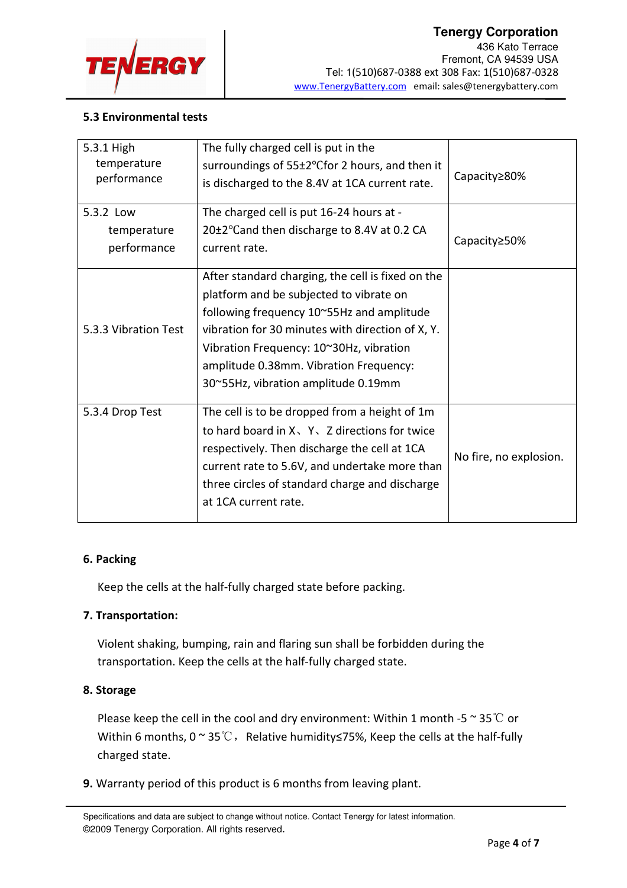### 5.3 Environmental tests

| | | |
|---|---|---|
| 5.3.1 High temperature performance | The fully charged cell is put in the surroundings of 55±2℃for 2 hours, and then it is discharged to the 8.4V at 1CA current rate. | Capacity≥80% |
| 5.3.2 Low temperature performance | The charged cell is put 16-24 hours at -20±2℃and then discharge to 8.4V at 0.2 CA current rate. | Capacity≥50% |
| 5.3.3 Vibration Test | After standard charging, the cell is fixed on the platform and be subjected to vibrate on following frequency 10~55Hz and amplitude vibration for 30 minutes with direction of X, Y. Vibration Frequency: 10~30Hz, vibration amplitude 0.38mm. Vibration Frequency: 30~55Hz, vibration amplitude 0.19mm | |
| 5.3.4 Drop Test | The cell is to be dropped from a height of 1m to hard board in X、Y、Z directions for twice respectively. Then discharge the cell at 1CA current rate to 5.6V, and undertake more than three circles of standard charge and discharge at 1CA current rate. | No fire, no explosion. |

### 6. Packing

Keep the cells at the half-fully charged state before packing.

### 7. Transportation:

Violent shaking, bumping, rain and flaring sun shall be forbidden during the transportation. Keep the cells at the half-fully charged state.

### 8. Storage

Please keep the cell in the cool and dry environment: Within 1 month -5 ~ 35℃ or Within 6 months, 0 ~ 35℃， Relative humidity≤75%, Keep the cells at the half-fully charged state.

**9.** Warranty period of this product is 6 months from leaving plant.

Specifications and data are subject to change without notice. Contact Tenergy for latest information.
©2009 Tenergy Corporation. All rights reserved.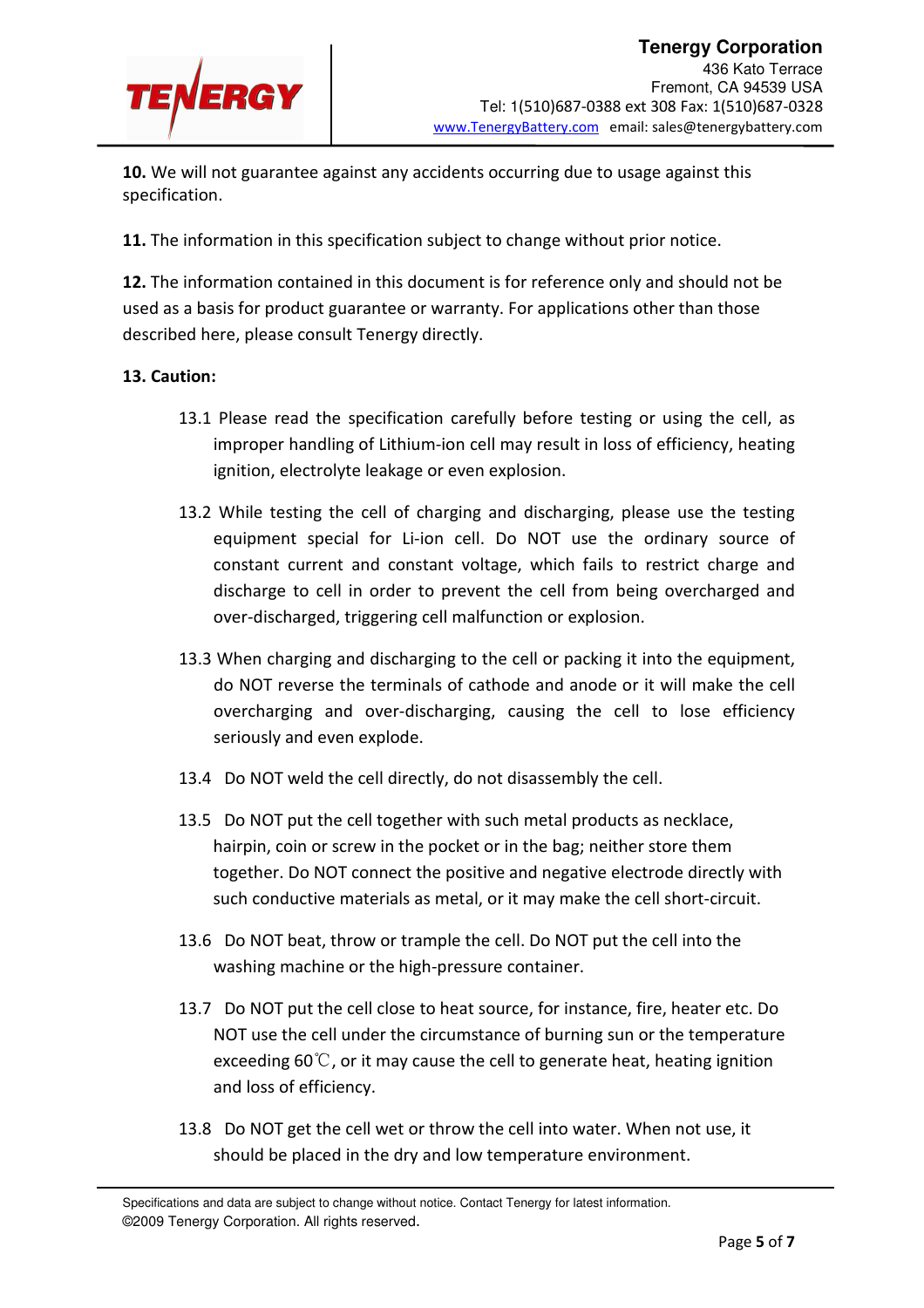**10.** We will not guarantee against any accidents occurring due to usage against this specification.

**11.** The information in this specification subject to change without prior notice.

**12.** The information contained in this document is for reference only and should not be used as a basis for product guarantee or warranty. For applications other than those described here, please consult Tenergy directly.

**13. Caution:**

13.1 Please read the specification carefully before testing or using the cell, as improper handling of Lithium-ion cell may result in loss of efficiency, heating ignition, electrolyte leakage or even explosion.

13.2 While testing the cell of charging and discharging, please use the testing equipment special for Li-ion cell. Do NOT use the ordinary source of constant current and constant voltage, which fails to restrict charge and discharge to cell in order to prevent the cell from being overcharged and over-discharged, triggering cell malfunction or explosion.

13.3 When charging and discharging to the cell or packing it into the equipment, do NOT reverse the terminals of cathode and anode or it will make the cell overcharging and over-discharging, causing the cell to lose efficiency seriously and even explode.

13.4 Do NOT weld the cell directly, do not disassembly the cell.

13.5 Do NOT put the cell together with such metal products as necklace, hairpin, coin or screw in the pocket or in the bag; neither store them together. Do NOT connect the positive and negative electrode directly with such conductive materials as metal, or it may make the cell short-circuit.

13.6 Do NOT beat, throw or trample the cell. Do NOT put the cell into the washing machine or the high-pressure container.

13.7 Do NOT put the cell close to heat source, for instance, fire, heater etc. Do NOT use the cell under the circumstance of burning sun or the temperature exceeding 60℃, or it may cause the cell to generate heat, heating ignition and loss of efficiency.

13.8 Do NOT get the cell wet or throw the cell into water. When not use, it should be placed in the dry and low temperature environment.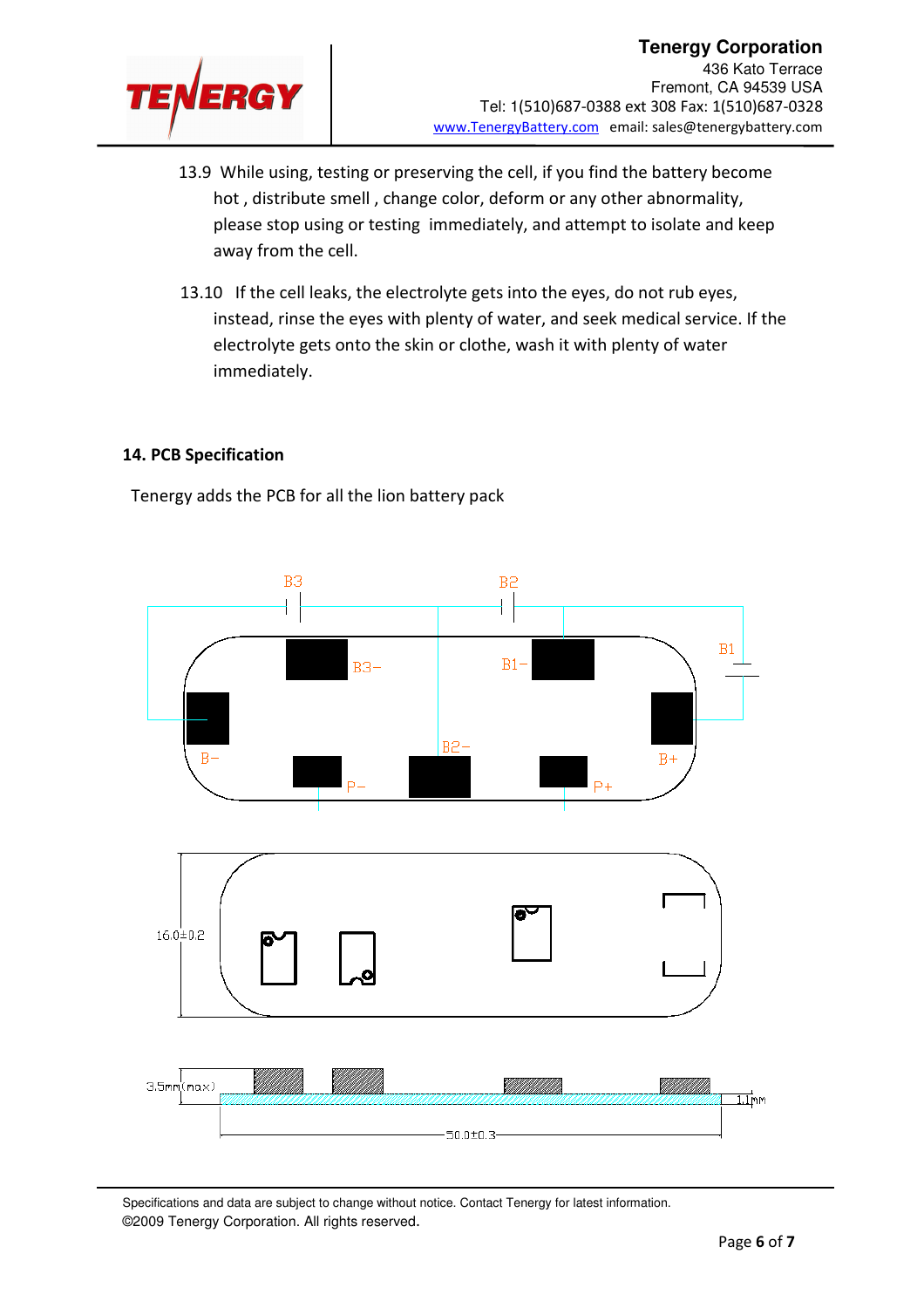13.9 While using, testing or preserving the cell, if you find the battery become hot , distribute smell , change color, deform or any other abnormality, please stop using or testing immediately, and attempt to isolate and keep away from the cell.

13.10 If the cell leaks, the electrolyte gets into the eyes, do not rub eyes, instead, rinse the eyes with plenty of water, and seek medical service. If the electrolyte gets onto the skin or clothe, wash it with plenty of water immediately.

## 14. PCB Specification

Tenergy adds the PCB for all the lion battery pack

B3 B2 B1 B3− B1− B− B2− B+ P− P+

16.0±0.2

3.5mm(max) 1.1mm

50.0±0.3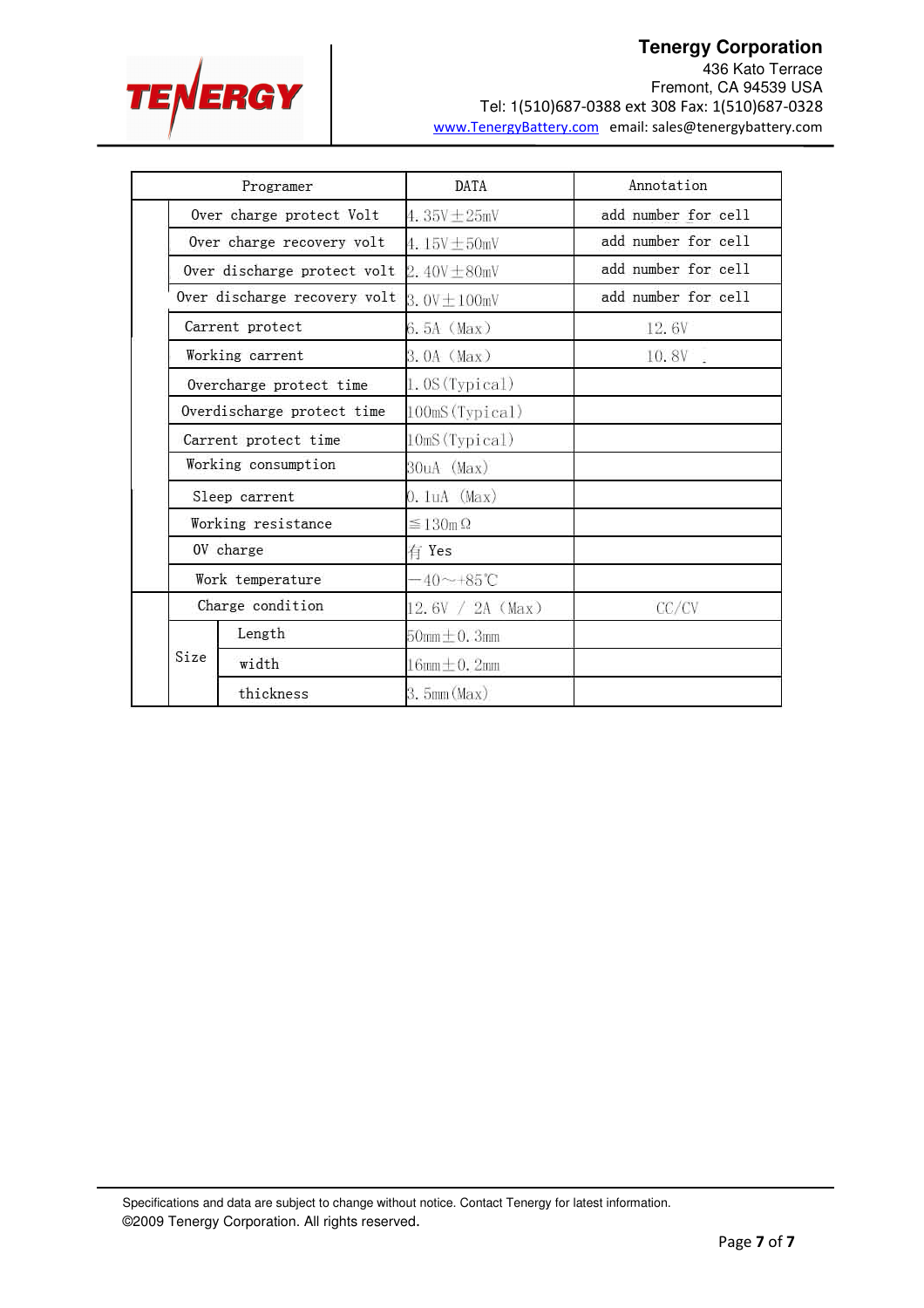| Programer | | DATA | Annotation |
|---|---|---|---|
| | Over charge protect Volt | 4.35V±25mV | add number for cell |
| | Over charge recovery volt | 4.15V±50mV | add number for cell |
| | Over discharge protect volt | 2.40V±80mV | add number for cell |
| | Over discharge recovery volt | 3.0V±100mV | add number for cell |
| | Carrent protect | 6.5A (Max) | 12.6V |
| | Working carrent | 3.0A (Max) | 10.8V |
| | Overcharge protect time | 1.0S(Typical) | |
| | Overdischarge protect time | 100mS(Typical) | |
| | Carrent protect time | 10mS(Typical) | |
| | Working consumption | 30uA (Max) | |
| | Sleep carrent | 0.1uA (Max) | |
| | Working resistance | ≦130mΩ | |
| | 0V charge | 有 Yes | |
| | Work temperature | −40～+85℃ | |
| | Charge condition | 12.6V / 2A (Max) | CC/CV |
| Size | Length | 50mm±0.3mm | |
| | width | 16mm±0.2mm | |
| | thickness | 3.5mm(Max) | |

Specifications and data are subject to change without notice. Contact Tenergy for latest information.
©2009 Tenergy Corporation. All rights reserved.